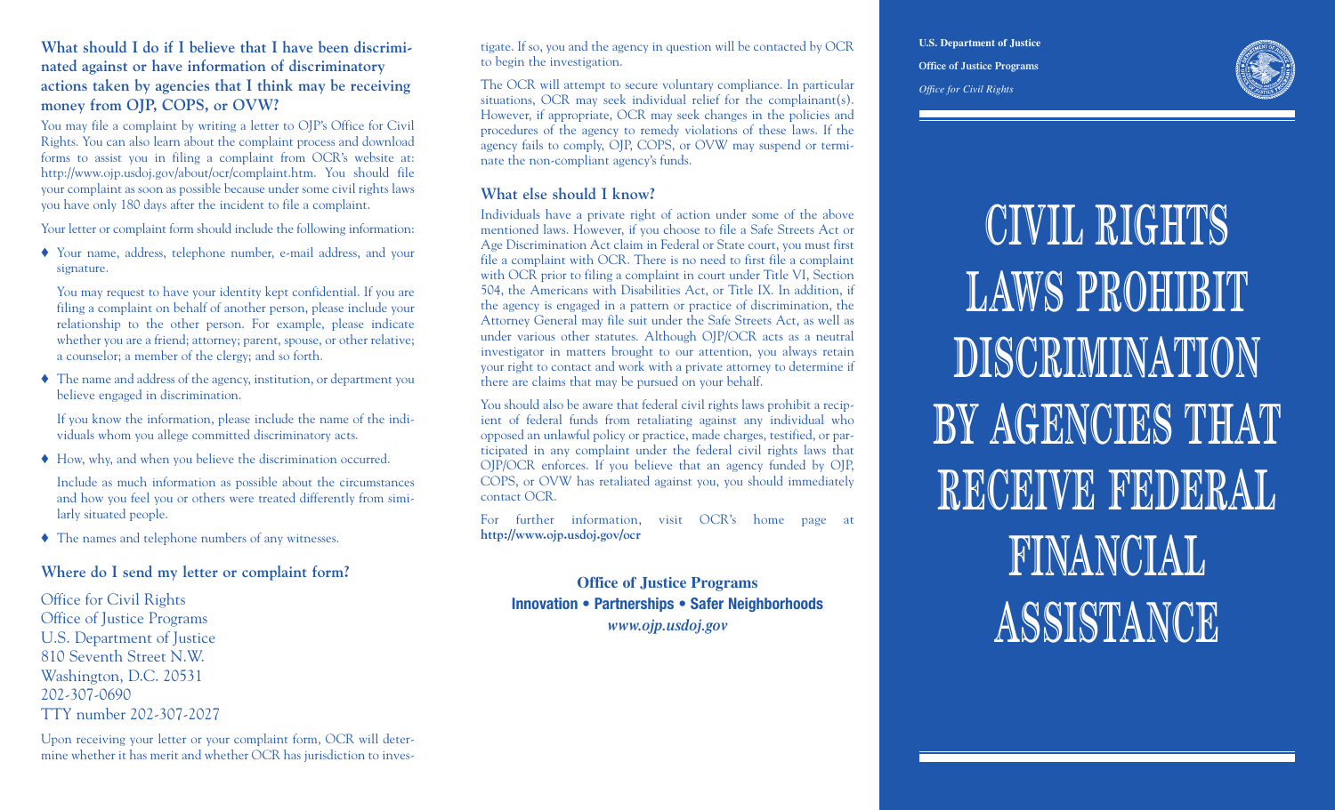### What should I do if I believe that I have been discriminated against or have information of discriminatory actions taken by agencies that I think may be receiving money from OJP, COPS, or OVW?

You may file a complaint by writing a letter to OJP's Office for Civil Rights. You can also learn about the complaint process and download forms to assist you in filing a complaint from OCR's website at: http://www.ojp.usdoj.gov/about/ocr/complaint.htm. You should file your complaint as soon as possible because under some civil rights laws you have only 180 days after the incident to file a complaint.

Your letter or complaint form should include the following information:

- Your name, address, telephone number, e-mail address, and your signature.

  You may request to have your identity kept confidential. If you are filing a complaint on behalf of another person, please include your relationship to the other person. For example, please indicate whether you are a friend; attorney; parent, spouse, or other relative; a counselor; a member of the clergy; and so forth.

- The name and address of the agency, institution, or department you believe engaged in discrimination.

  If you know the information, please include the name of the individuals whom you allege committed discriminatory acts.

- How, why, and when you believe the discrimination occurred.

  Include as much information as possible about the circumstances and how you feel you or others were treated differently from similarly situated people.

- The names and telephone numbers of any witnesses.

### Where do I send my letter or complaint form?

Office for Civil Rights
Office of Justice Programs
U.S. Department of Justice
810 Seventh Street N.W.
Washington, D.C. 20531
202-307-0690
TTY number 202-307-2027

Upon receiving your letter or your complaint form, OCR will determine whether it has merit and whether OCR has jurisdiction to investigate. If so, you and the agency in question will be contacted by OCR to begin the investigation.

The OCR will attempt to secure voluntary compliance. In particular situations, OCR may seek individual relief for the complainant(s). However, if appropriate, OCR may seek changes in the policies and procedures of the agency to remedy violations of these laws. If the agency fails to comply, OJP, COPS, or OVW may suspend or terminate the non-compliant agency's funds.

### What else should I know?

Individuals have a private right of action under some of the above mentioned laws. However, if you choose to file a Safe Streets Act or Age Discrimination Act claim in Federal or State court, you must first file a complaint with OCR. There is no need to first file a complaint with OCR prior to filing a complaint in court under Title VI, Section 504, the Americans with Disabilities Act, or Title IX. In addition, if the agency is engaged in a pattern or practice of discrimination, the Attorney General may file suit under the Safe Streets Act, as well as under various other statutes. Although OJP/OCR acts as a neutral investigator in matters brought to our attention, you always retain your right to contact and work with a private attorney to determine if there are claims that may be pursued on your behalf.

You should also be aware that federal civil rights laws prohibit a recipient of federal funds from retaliating against any individual who opposed an unlawful policy or practice, made charges, testified, or participated in any complaint under the federal civil rights laws that OJP/OCR enforces. If you believe that an agency funded by OJP, COPS, or OVW has retaliated against you, you should immediately contact OCR.

For further information, visit OCR's home page at **http://www.ojp.usdoj.gov/ocr**

**Office of Justice Programs**
**Innovation • Partnerships • Safer Neighborhoods**
***www.ojp.usdoj.gov***

**U.S. Department of Justice**
**Office of Justice Programs**
*Office for Civil Rights*

# CIVIL RIGHTS LAWS PROHIBIT DISCRIMINATION BY AGENCIES THAT RECEIVE FEDERAL FINANCIAL ASSISTANCE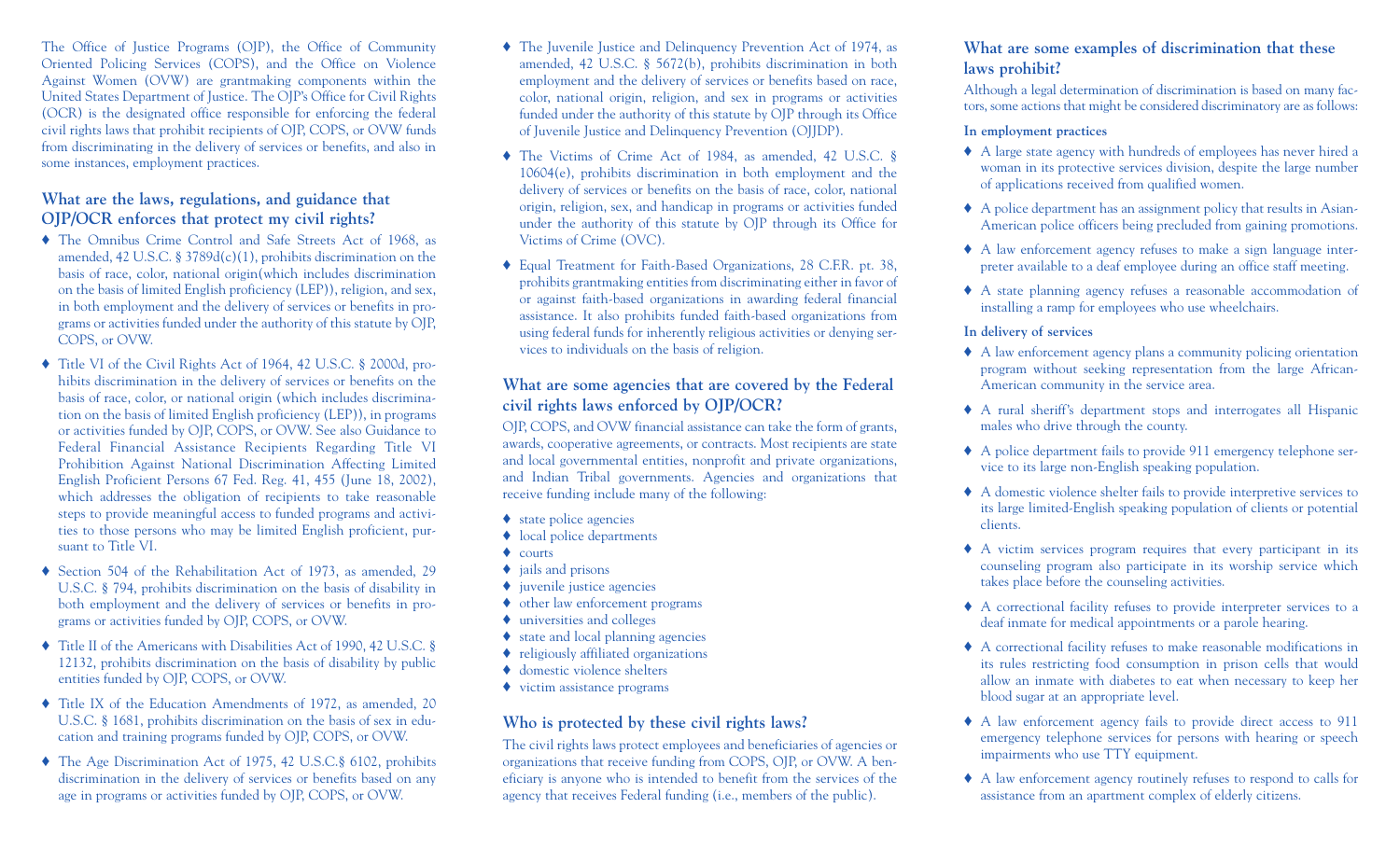The Office of Justice Programs (OJP), the Office of Community Oriented Policing Services (COPS), and the Office on Violence Against Women (OVW) are grantmaking components within the United States Department of Justice. The OJP's Office for Civil Rights (OCR) is the designated office responsible for enforcing the federal civil rights laws that prohibit recipients of OJP, COPS, or OVW funds from discriminating in the delivery of services or benefits, and also in some instances, employment practices.

## What are the laws, regulations, and guidance that OJP/OCR enforces that protect my civil rights?

- The Omnibus Crime Control and Safe Streets Act of 1968, as amended, 42 U.S.C. § 3789d(c)(1), prohibits discrimination on the basis of race, color, national origin(which includes discrimination on the basis of limited English proficiency (LEP)), religion, and sex, in both employment and the delivery of services or benefits in programs or activities funded under the authority of this statute by OJP, COPS, or OVW.
- Title VI of the Civil Rights Act of 1964, 42 U.S.C. § 2000d, prohibits discrimination in the delivery of services or benefits on the basis of race, color, or national origin (which includes discrimination on the basis of limited English proficiency (LEP)), in programs or activities funded by OJP, COPS, or OVW. See also Guidance to Federal Financial Assistance Recipients Regarding Title VI Prohibition Against National Discrimination Affecting Limited English Proficient Persons 67 Fed. Reg. 41, 455 (June 18, 2002), which addresses the obligation of recipients to take reasonable steps to provide meaningful access to funded programs and activities to those persons who may be limited English proficient, pursuant to Title VI.
- Section 504 of the Rehabilitation Act of 1973, as amended, 29 U.S.C. § 794, prohibits discrimination on the basis of disability in both employment and the delivery of services or benefits in programs or activities funded by OJP, COPS, or OVW.
- Title II of the Americans with Disabilities Act of 1990, 42 U.S.C. § 12132, prohibits discrimination on the basis of disability by public entities funded by OJP, COPS, or OVW.
- Title IX of the Education Amendments of 1972, as amended, 20 U.S.C. § 1681, prohibits discrimination on the basis of sex in education and training programs funded by OJP, COPS, or OVW.
- The Age Discrimination Act of 1975, 42 U.S.C.§ 6102, prohibits discrimination in the delivery of services or benefits based on any age in programs or activities funded by OJP, COPS, or OVW.
- The Juvenile Justice and Delinquency Prevention Act of 1974, as amended, 42 U.S.C. § 5672(b), prohibits discrimination in both employment and the delivery of services or benefits based on race, color, national origin, religion, and sex in programs or activities funded under the authority of this statute by OJP through its Office of Juvenile Justice and Delinquency Prevention (OJJDP).
- The Victims of Crime Act of 1984, as amended, 42 U.S.C. § 10604(e), prohibits discrimination in both employment and the delivery of services or benefits on the basis of race, color, national origin, religion, sex, and handicap in programs or activities funded under the authority of this statute by OJP through its Office for Victims of Crime (OVC).
- Equal Treatment for Faith-Based Organizations, 28 C.F.R. pt. 38, prohibits grantmaking entities from discriminating either in favor of or against faith-based organizations in awarding federal financial assistance. It also prohibits funded faith-based organizations from using federal funds for inherently religious activities or denying services to individuals on the basis of religion.

## What are some agencies that are covered by the Federal civil rights laws enforced by OJP/OCR?

OJP, COPS, and OVW financial assistance can take the form of grants, awards, cooperative agreements, or contracts. Most recipients are state and local governmental entities, nonprofit and private organizations, and Indian Tribal governments. Agencies and organizations that receive funding include many of the following:

- state police agencies
- local police departments
- courts
- jails and prisons
- juvenile justice agencies
- other law enforcement programs
- universities and colleges
- state and local planning agencies
- religiously affiliated organizations
- domestic violence shelters
- victim assistance programs

## Who is protected by these civil rights laws?

The civil rights laws protect employees and beneficiaries of agencies or organizations that receive funding from COPS, OJP, or OVW. A beneficiary is anyone who is intended to benefit from the services of the agency that receives Federal funding (i.e., members of the public).

## What are some examples of discrimination that these laws prohibit?

Although a legal determination of discrimination is based on many factors, some actions that might be considered discriminatory are as follows:

**In employment practices**

- A large state agency with hundreds of employees has never hired a woman in its protective services division, despite the large number of applications received from qualified women.
- A police department has an assignment policy that results in Asian-American police officers being precluded from gaining promotions.
- A law enforcement agency refuses to make a sign language interpreter available to a deaf employee during an office staff meeting.
- A state planning agency refuses a reasonable accommodation of installing a ramp for employees who use wheelchairs.

**In delivery of services**

- A law enforcement agency plans a community policing orientation program without seeking representation from the large African-American community in the service area.
- A rural sheriff's department stops and interrogates all Hispanic males who drive through the county.
- A police department fails to provide 911 emergency telephone service to its large non-English speaking population.
- A domestic violence shelter fails to provide interpretive services to its large limited-English speaking population of clients or potential clients.
- A victim services program requires that every participant in its counseling program also participate in its worship service which takes place before the counseling activities.
- A correctional facility refuses to provide interpreter services to a deaf inmate for medical appointments or a parole hearing.
- A correctional facility refuses to make reasonable modifications in its rules restricting food consumption in prison cells that would allow an inmate with diabetes to eat when necessary to keep her blood sugar at an appropriate level.
- A law enforcement agency fails to provide direct access to 911 emergency telephone services for persons with hearing or speech impairments who use TTY equipment.
- A law enforcement agency routinely refuses to respond to calls for assistance from an apartment complex of elderly citizens.